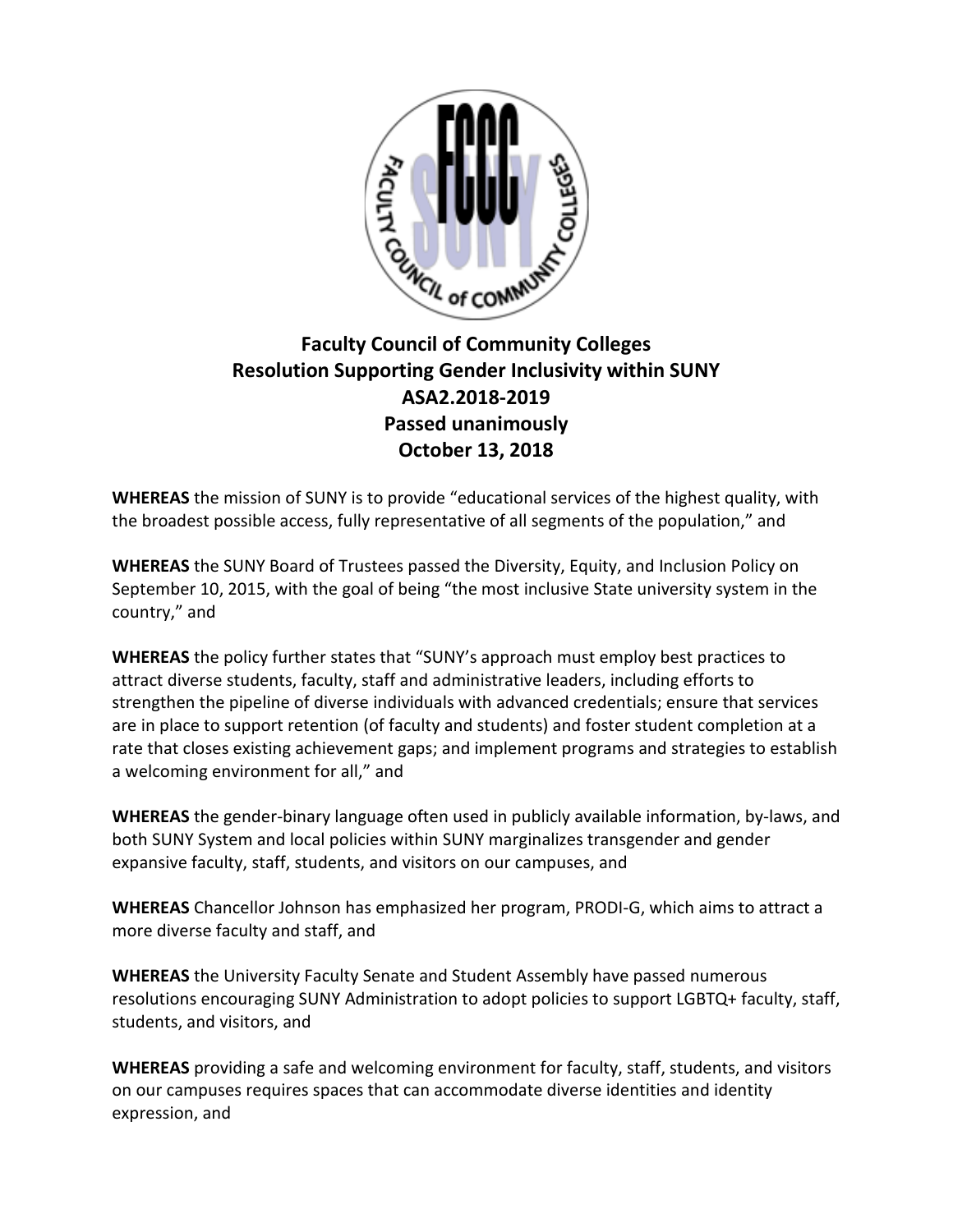# Faculty Council of Community Colleges
## Resolution Supporting Gender Inclusivity within SUNY
## ASA2.2018-2019
## Passed unanimously
## October 13, 2018

**WHEREAS** the mission of SUNY is to provide "educational services of the highest quality, with the broadest possible access, fully representative of all segments of the population," and

**WHEREAS** the SUNY Board of Trustees passed the Diversity, Equity, and Inclusion Policy on September 10, 2015, with the goal of being "the most inclusive State university system in the country," and

**WHEREAS** the policy further states that "SUNY's approach must employ best practices to attract diverse students, faculty, staff and administrative leaders, including efforts to strengthen the pipeline of diverse individuals with advanced credentials; ensure that services are in place to support retention (of faculty and students) and foster student completion at a rate that closes existing achievement gaps; and implement programs and strategies to establish a welcoming environment for all," and

**WHEREAS** the gender-binary language often used in publicly available information, by-laws, and both SUNY System and local policies within SUNY marginalizes transgender and gender expansive faculty, staff, students, and visitors on our campuses, and

**WHEREAS** Chancellor Johnson has emphasized her program, PRODI-G, which aims to attract a more diverse faculty and staff, and

**WHEREAS** the University Faculty Senate and Student Assembly have passed numerous resolutions encouraging SUNY Administration to adopt policies to support LGBTQ+ faculty, staff, students, and visitors, and

**WHEREAS** providing a safe and welcoming environment for faculty, staff, students, and visitors on our campuses requires spaces that can accommodate diverse identities and identity expression, and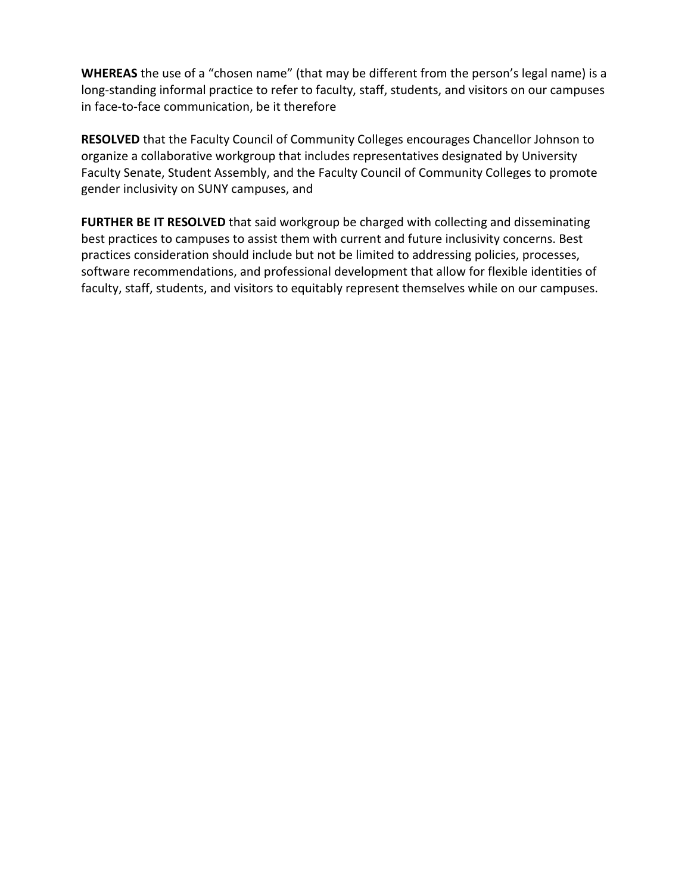**WHEREAS** the use of a "chosen name" (that may be different from the person's legal name) is a long-standing informal practice to refer to faculty, staff, students, and visitors on our campuses in face-to-face communication, be it therefore

**RESOLVED** that the Faculty Council of Community Colleges encourages Chancellor Johnson to organize a collaborative workgroup that includes representatives designated by University Faculty Senate, Student Assembly, and the Faculty Council of Community Colleges to promote gender inclusivity on SUNY campuses, and

**FURTHER BE IT RESOLVED** that said workgroup be charged with collecting and disseminating best practices to campuses to assist them with current and future inclusivity concerns. Best practices consideration should include but not be limited to addressing policies, processes, software recommendations, and professional development that allow for flexible identities of faculty, staff, students, and visitors to equitably represent themselves while on our campuses.